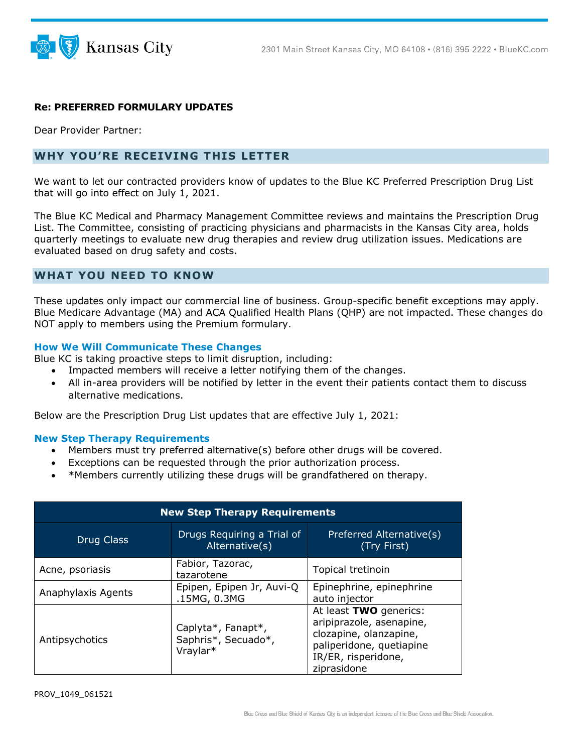**Re: PREFERRED FORMULARY UPDATES**

Dear Provider Partner:

## WHY YOU'RE RECEIVING THIS LETTER

We want to let our contracted providers know of updates to the Blue KC Preferred Prescription Drug List that will go into effect on July 1, 2021.

The Blue KC Medical and Pharmacy Management Committee reviews and maintains the Prescription Drug List. The Committee, consisting of practicing physicians and pharmacists in the Kansas City area, holds quarterly meetings to evaluate new drug therapies and review drug utilization issues. Medications are evaluated based on drug safety and costs.

## WHAT YOU NEED TO KNOW

These updates only impact our commercial line of business. Group-specific benefit exceptions may apply. Blue Medicare Advantage (MA) and ACA Qualified Health Plans (QHP) are not impacted. These changes do NOT apply to members using the Premium formulary.

### How We Will Communicate These Changes

Blue KC is taking proactive steps to limit disruption, including:

- Impacted members will receive a letter notifying them of the changes.
- All in-area providers will be notified by letter in the event their patients contact them to discuss alternative medications.

Below are the Prescription Drug List updates that are effective July 1, 2021:

### New Step Therapy Requirements

- Members must try preferred alternative(s) before other drugs will be covered.
- Exceptions can be requested through the prior authorization process.
- *Members currently utilizing these drugs will be grandfathered on therapy.

| New Step Therapy Requirements | | |
|---|---|---|
| Drug Class | Drugs Requiring a Trial of Alternative(s) | Preferred Alternative(s) (Try First) |
| Acne, psoriasis | Fabior, Tazorac, tazarotene | Topical tretinoin |
| Anaphylaxis Agents | Epipen, Epipen Jr, Auvi-Q .15MG, 0.3MG | Epinephrine, epinephrine auto injector |
| Antipsychotics | Caplyta*, Fanapt*, Saphris*, Secuado*, Vraylar* | At least **TWO** generics: aripiprazole, asenapine, clozapine, olanzapine, paliperidone, quetiapine IR/ER, risperidone, ziprasidone |

PROV_1049_061521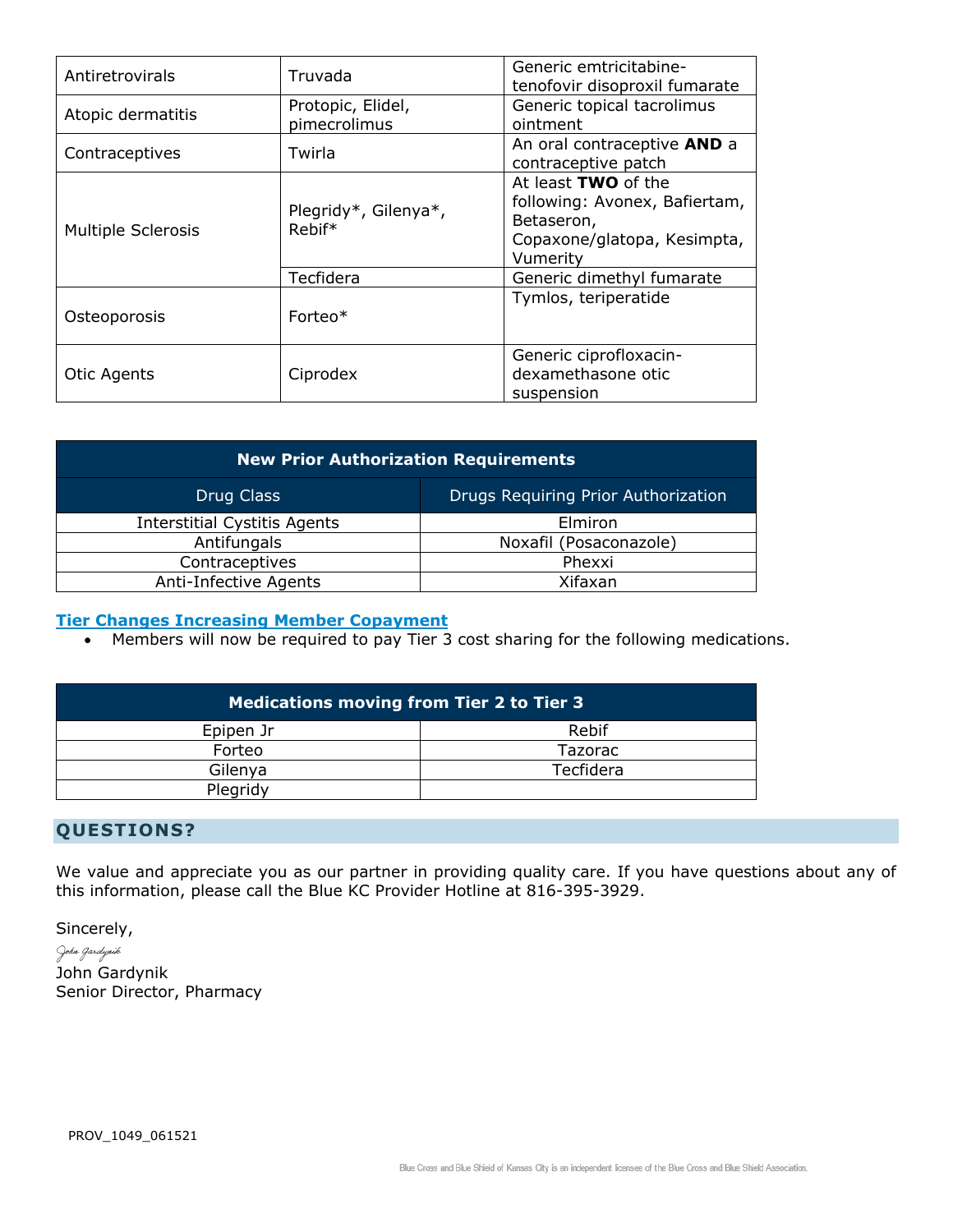| | | |
|---|---|---|
| Antiretrovirals | Truvada | Generic emtricitabine-tenofovir disoproxil fumarate |
| Atopic dermatitis | Protopic, Elidel, pimecrolimus | Generic topical tacrolimus ointment |
| Contraceptives | Twirla | An oral contraceptive **AND** a contraceptive patch |
| Multiple Sclerosis | Plegridy*, Gilenya*, Rebif* | At least **TWO** of the following: Avonex, Bafiertam, Betaseron, Copaxone/glatopa, Kesimpta, Vumerity |
| | Tecfidera | Generic dimethyl fumarate |
| Osteoporosis | Forteo* | Tymlos, teriperatide |
| Otic Agents | Ciprodex | Generic ciprofloxacin-dexamethasone otic suspension |

| New Prior Authorization Requirements | |
|---|---|
| Drug Class | Drugs Requiring Prior Authorization |
| Interstitial Cystitis Agents | Elmiron |
| Antifungals | Noxafil (Posaconazole) |
| Contraceptives | Phexxi |
| Anti-Infective Agents | Xifaxan |

**Tier Changes Increasing Member Copayment**

- Members will now be required to pay Tier 3 cost sharing for the following medications.

| Medications moving from Tier 2 to Tier 3 | |
|---|---|
| Epipen Jr | Rebif |
| Forteo | Tazorac |
| Gilenya | Tecfidera |
| Plegridy | |

## QUESTIONS?

We value and appreciate you as our partner in providing quality care. If you have questions about any of this information, please call the Blue KC Provider Hotline at 816-395-3929.

Sincerely,

John Gardynik
Senior Director, Pharmacy

PROV_1049_061521

Blue Cross and Blue Shield of Kansas City is an independent licensee of the Blue Cross and Blue Shield Association.